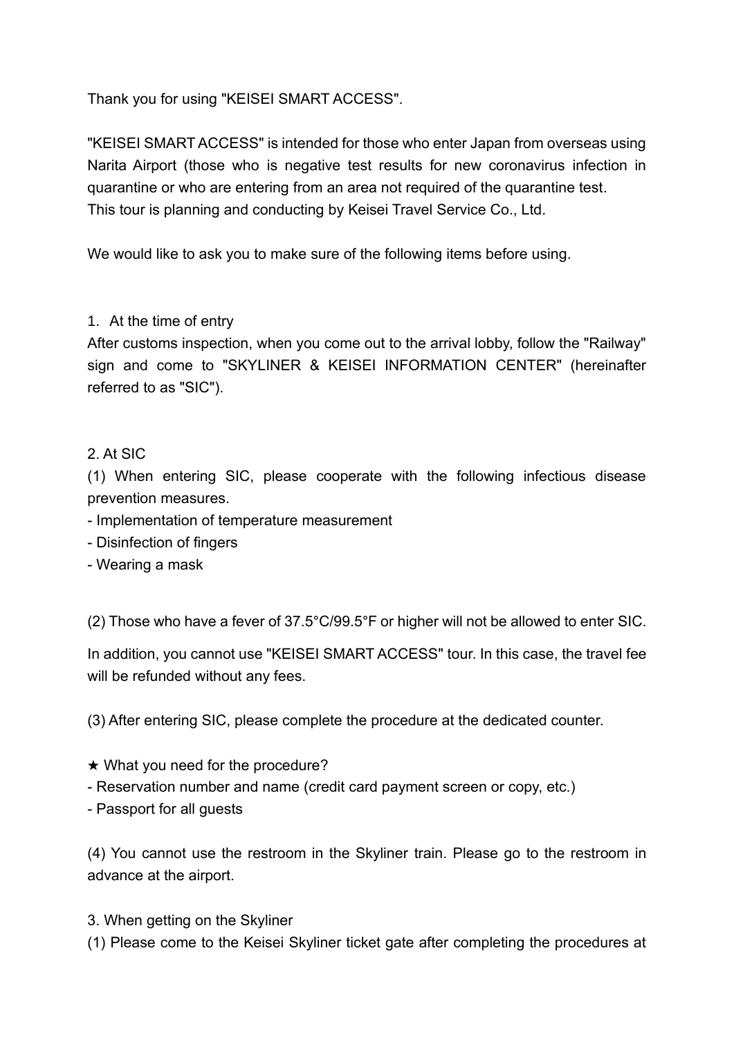Thank you for using "KEISEI SMART ACCESS".

"KEISEI SMART ACCESS" is intended for those who enter Japan from overseas using Narita Airport (those who is negative test results for new coronavirus infection in quarantine or who are entering from an area not required of the quarantine test.
This tour is planning and conducting by Keisei Travel Service Co., Ltd.

We would like to ask you to make sure of the following items before using.

1. At the time of entry

After customs inspection, when you come out to the arrival lobby, follow the "Railway" sign and come to "SKYLINER & KEISEI INFORMATION CENTER" (hereinafter referred to as "SIC").

2. At SIC

(1) When entering SIC, please cooperate with the following infectious disease prevention measures.
- Implementation of temperature measurement
- Disinfection of fingers
- Wearing a mask

(2) Those who have a fever of 37.5°C/99.5°F or higher will not be allowed to enter SIC.

In addition, you cannot use "KEISEI SMART ACCESS" tour. In this case, the travel fee will be refunded without any fees.

(3) After entering SIC, please complete the procedure at the dedicated counter.

★ What you need for the procedure?
- Reservation number and name (credit card payment screen or copy, etc.)
- Passport for all guests

(4) You cannot use the restroom in the Skyliner train. Please go to the restroom in advance at the airport.

3. When getting on the Skyliner

(1) Please come to the Keisei Skyliner ticket gate after completing the procedures at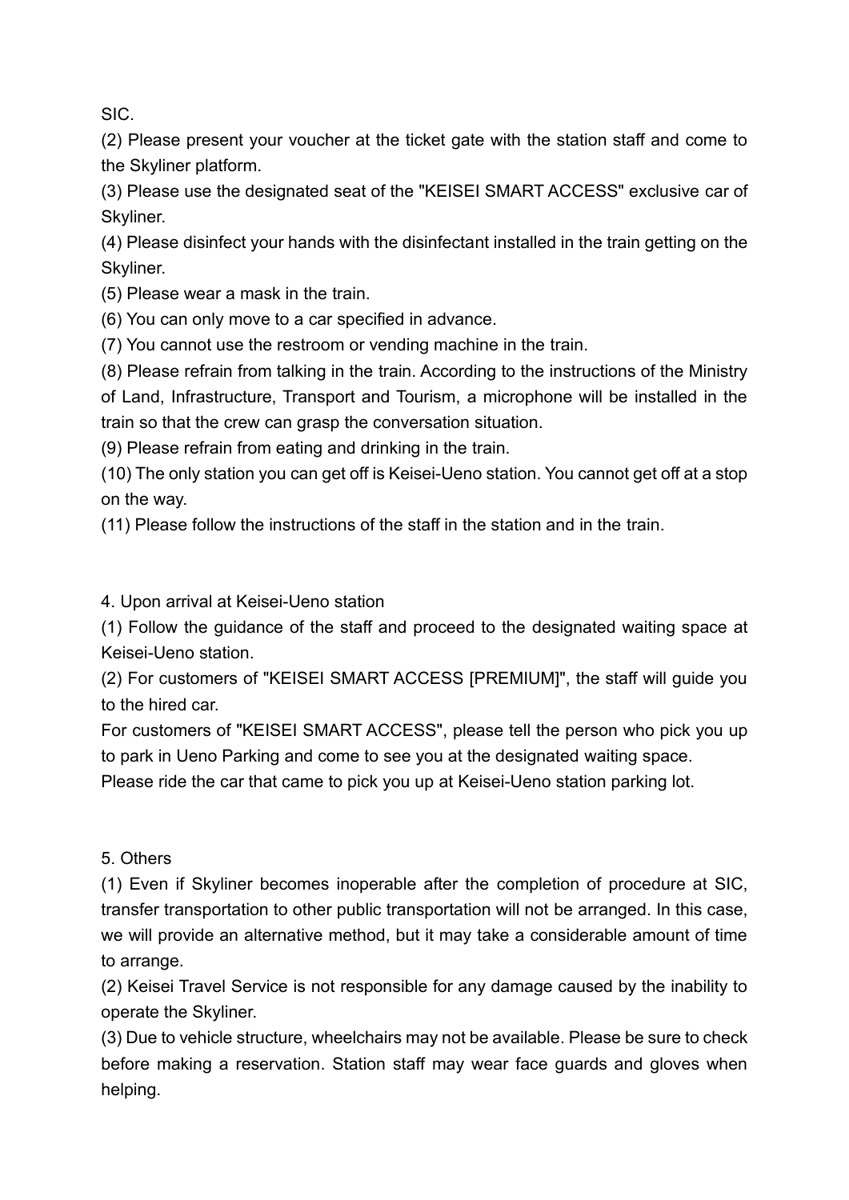SIC.

(2) Please present your voucher at the ticket gate with the station staff and come to the Skyliner platform.

(3) Please use the designated seat of the "KEISEI SMART ACCESS" exclusive car of Skyliner.

(4) Please disinfect your hands with the disinfectant installed in the train getting on the Skyliner.

(5) Please wear a mask in the train.

(6) You can only move to a car specified in advance.

(7) You cannot use the restroom or vending machine in the train.

(8) Please refrain from talking in the train. According to the instructions of the Ministry of Land, Infrastructure, Transport and Tourism, a microphone will be installed in the train so that the crew can grasp the conversation situation.

(9) Please refrain from eating and drinking in the train.

(10) The only station you can get off is Keisei-Ueno station. You cannot get off at a stop on the way.

(11) Please follow the instructions of the staff in the station and in the train.

4. Upon arrival at Keisei-Ueno station

(1) Follow the guidance of the staff and proceed to the designated waiting space at Keisei-Ueno station.

(2) For customers of "KEISEI SMART ACCESS [PREMIUM]", the staff will guide you to the hired car.

For customers of "KEISEI SMART ACCESS", please tell the person who pick you up to park in Ueno Parking and come to see you at the designated waiting space.

Please ride the car that came to pick you up at Keisei-Ueno station parking lot.

5. Others

(1) Even if Skyliner becomes inoperable after the completion of procedure at SIC, transfer transportation to other public transportation will not be arranged. In this case, we will provide an alternative method, but it may take a considerable amount of time to arrange.

(2) Keisei Travel Service is not responsible for any damage caused by the inability to operate the Skyliner.

(3) Due to vehicle structure, wheelchairs may not be available. Please be sure to check before making a reservation. Station staff may wear face guards and gloves when helping.